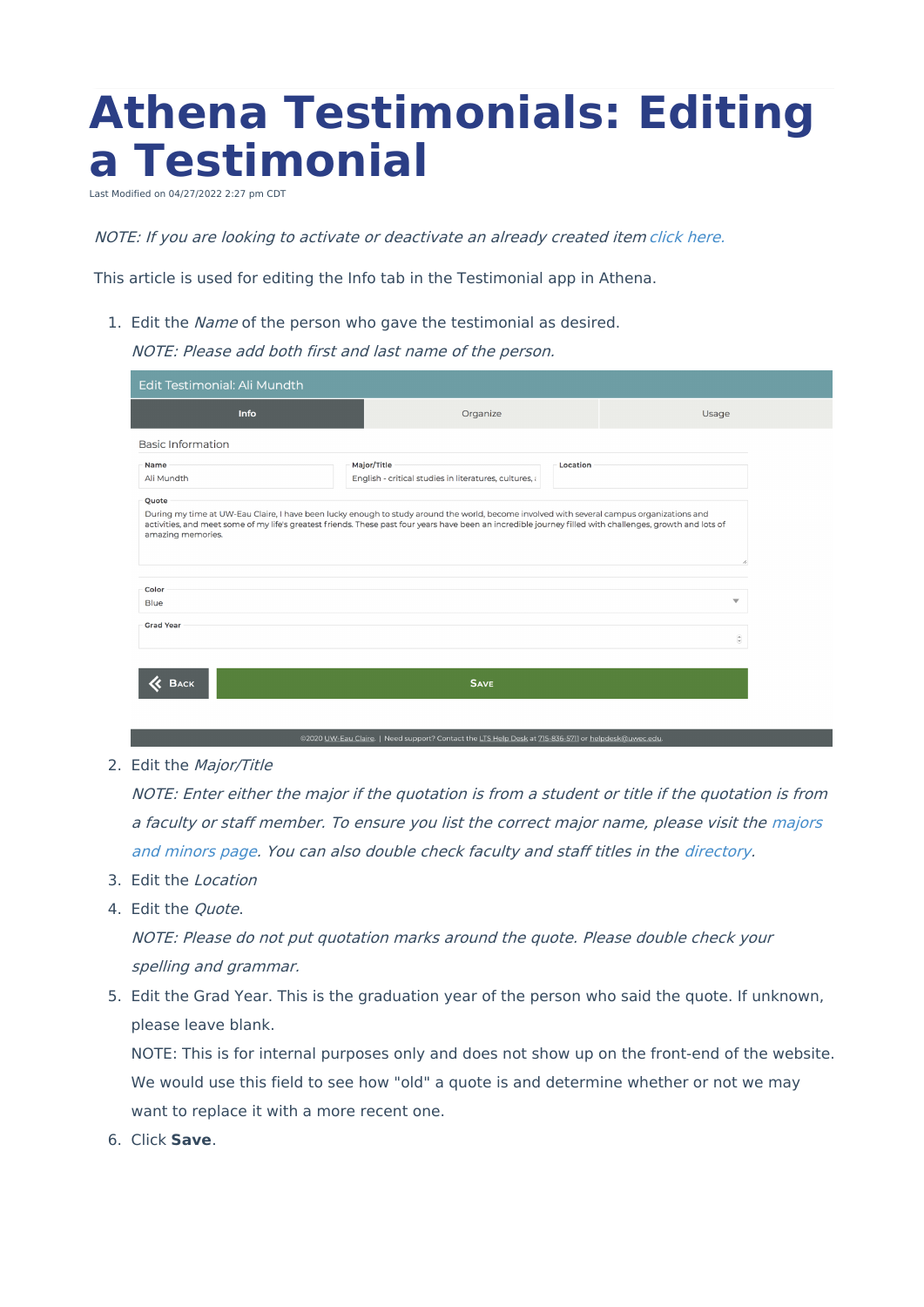# Athena Testimonials: Editing a Testimonial

Last Modified on 04/27/2022 2:27 pm CDT

*NOTE: If you are looking to activate or deactivate an already created item click here.*

This article is used for editing the Info tab in the Testimonial app in Athena.

1. Edit the *Name* of the person who gave the testimonial as desired.

   *NOTE: Please add both first and last name of the person.*

2. Edit the *Major/Title*

   *NOTE: Enter either the major if the quotation is from a student or title if the quotation is from a faculty or staff member. To ensure you list the correct major name, please visit the majors and minors page. You can also double check faculty and staff titles in the directory.*

3. Edit the *Location*
4. Edit the *Quote*.

   *NOTE: Please do not put quotation marks around the quote. Please double check your spelling and grammar.*

5. Edit the Grad Year. This is the graduation year of the person who said the quote. If unknown, please leave blank.

   NOTE: This is for internal purposes only and does not show up on the front-end of the website. We would use this field to see how "old" a quote is and determine whether or not we may want to replace it with a more recent one.

6. Click **Save**.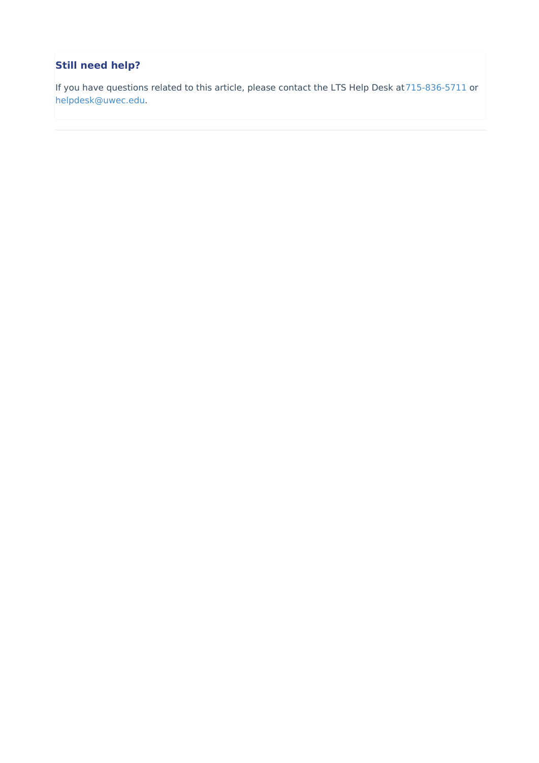### Still need help?

If you have questions related to this article, please contact the LTS Help Desk at 715-836-5711 or helpdesk@uwec.edu.